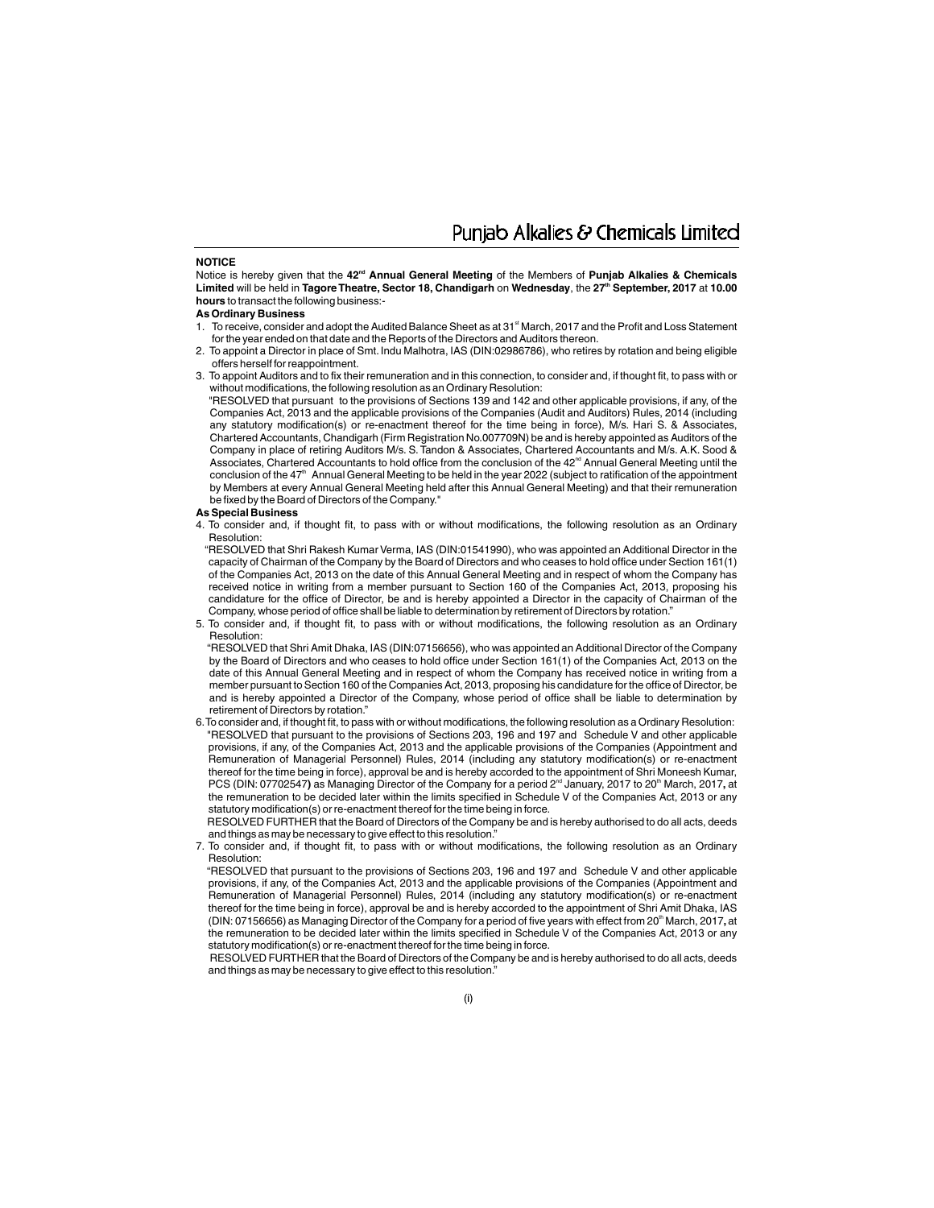## NOTICE

Notice is hereby given that the **42nd Annual General Meeting** of the Members of **Punjab Alkalies & Chemicals Limited** will be held in **Tagore Theatre, Sector 18, Chandigarh** on **Wednesday**, the **27th September, 2017** at **10.00 hours** to transact the following business:-

**As Ordinary Business**

1. To receive, consider and adopt the Audited Balance Sheet as at 31st March, 2017 and the Profit and Loss Statement for the year ended on that date and the Reports of the Directors and Auditors thereon.
2. To appoint a Director in place of Smt. Indu Malhotra, IAS (DIN:02986786), who retires by rotation and being eligible offers herself for reappointment.
3. To appoint Auditors and to fix their remuneration and in this connection, to consider and, if thought fit, to pass with or without modifications, the following resolution as an Ordinary Resolution:

   "RESOLVED that pursuant to the provisions of Sections 139 and 142 and other applicable provisions, if any, of the Companies Act, 2013 and the applicable provisions of the Companies (Audit and Auditors) Rules, 2014 (including any statutory modification(s) or re-enactment thereof for the time being in force), M/s. Hari S. & Associates, Chartered Accountants, Chandigarh (Firm Registration No.007709N) be and is hereby appointed as Auditors of the Company in place of retiring Auditors M/s. S. Tandon & Associates, Chartered Accountants and M/s. A.K. Sood & Associates, Chartered Accountants to hold office from the conclusion of the 42nd Annual General Meeting until the conclusion of the 47th Annual General Meeting to be held in the year 2022 (subject to ratification of the appointment by Members at every Annual General Meeting held after this Annual General Meeting) and that their remuneration be fixed by the Board of Directors of the Company."

**As Special Business**

4. To consider and, if thought fit, to pass with or without modifications, the following resolution as an Ordinary Resolution:

   "RESOLVED that Shri Rakesh Kumar Verma, IAS (DIN:01541990), who was appointed an Additional Director in the capacity of Chairman of the Company by the Board of Directors and who ceases to hold office under Section 161(1) of the Companies Act, 2013 on the date of this Annual General Meeting and in respect of whom the Company has received notice in writing from a member pursuant to Section 160 of the Companies Act, 2013, proposing his candidature for the office of Director, be and is hereby appointed a Director in the capacity of Chairman of the Company, whose period of office shall be liable to determination by retirement of Directors by rotation."
5. To consider and, if thought fit, to pass with or without modifications, the following resolution as an Ordinary Resolution:

   "RESOLVED that Shri Amit Dhaka, IAS (DIN:07156656), who was appointed an Additional Director of the Company by the Board of Directors and who ceases to hold office under Section 161(1) of the Companies Act, 2013 on the date of this Annual General Meeting and in respect of whom the Company has received notice in writing from a member pursuant to Section 160 of the Companies Act, 2013, proposing his candidature for the office of Director, be and is hereby appointed a Director of the Company, whose period of office shall be liable to determination by retirement of Directors by rotation."
6. To consider and, if thought fit, to pass with or without modifications, the following resolution as a Ordinary Resolution:

   "RESOLVED that pursuant to the provisions of Sections 203, 196 and 197 and Schedule V and other applicable provisions, if any, of the Companies Act, 2013 and the applicable provisions of the Companies (Appointment and Remuneration of Managerial Personnel) Rules, 2014 (including any statutory modification(s) or re-enactment thereof for the time being in force), approval be and is hereby accorded to the appointment of Shri Moneesh Kumar, PCS (DIN: 07702547**)** as Managing Director of the Company for a period 2nd January, 2017 to 20th March, 2017**,** at the remuneration to be decided later within the limits specified in Schedule V of the Companies Act, 2013 or any statutory modification(s) or re-enactment thereof for the time being in force.

   RESOLVED FURTHER that the Board of Directors of the Company be and is hereby authorised to do all acts, deeds and things as may be necessary to give effect to this resolution."
7. To consider and, if thought fit, to pass with or without modifications, the following resolution as an Ordinary Resolution:

   "RESOLVED that pursuant to the provisions of Sections 203, 196 and 197 and Schedule V and other applicable provisions, if any, of the Companies Act, 2013 and the applicable provisions of the Companies (Appointment and Remuneration of Managerial Personnel) Rules, 2014 (including any statutory modification(s) or re-enactment thereof for the time being in force), approval be and is hereby accorded to the appointment of Shri Amit Dhaka, IAS (DIN: 07156656) as Managing Director of the Company for a period of five years with effect from 20th March, 2017**,** at the remuneration to be decided later within the limits specified in Schedule V of the Companies Act, 2013 or any statutory modification(s) or re-enactment thereof for the time being in force.

   RESOLVED FURTHER that the Board of Directors of the Company be and is hereby authorised to do all acts, deeds and things as may be necessary to give effect to this resolution."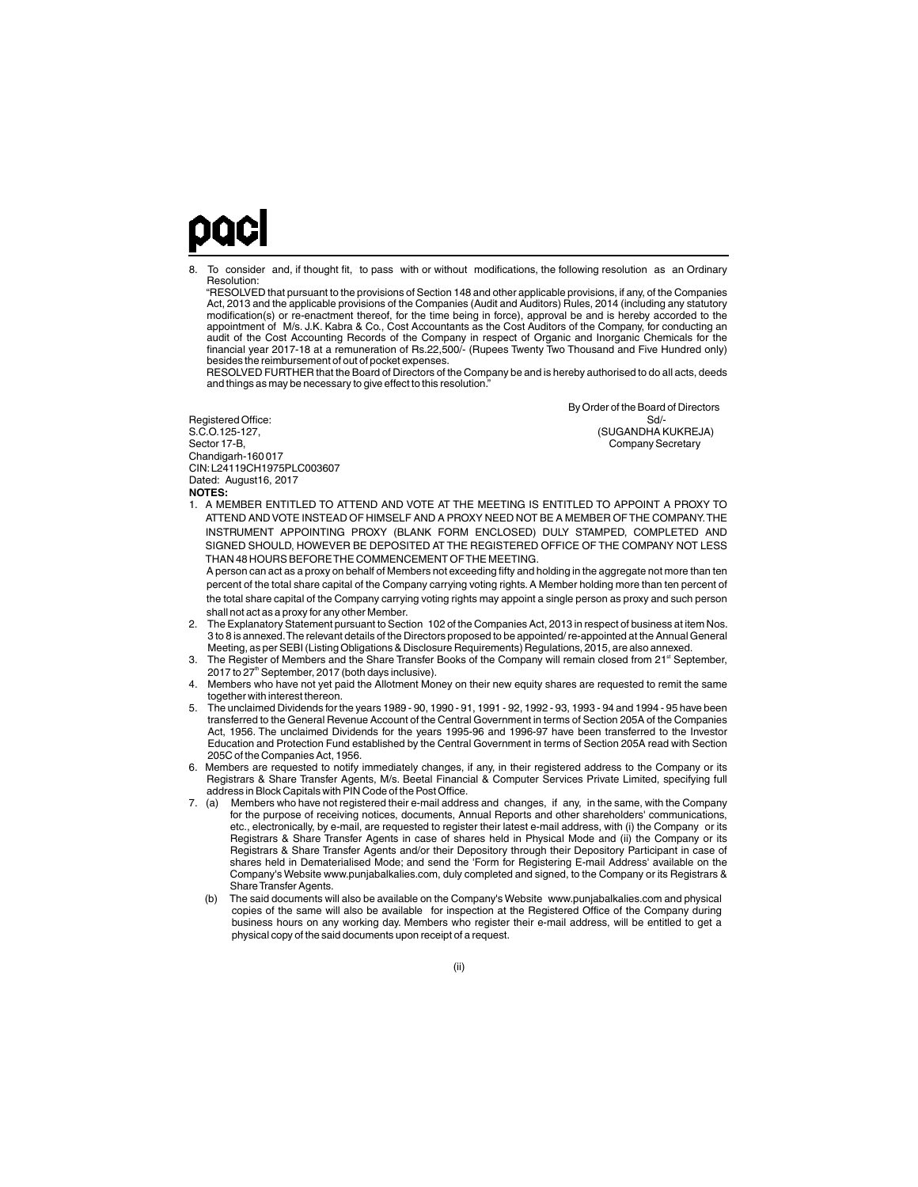8. To consider and, if thought fit, to pass with or without modifications, the following resolution as an Ordinary Resolution:

"RESOLVED that pursuant to the provisions of Section 148 and other applicable provisions, if any, of the Companies Act, 2013 and the applicable provisions of the Companies (Audit and Auditors) Rules, 2014 (including any statutory modification(s) or re-enactment thereof, for the time being in force), approval be and is hereby accorded to the appointment of M/s. J.K. Kabra & Co., Cost Accountants as the Cost Auditors of the Company, for conducting an audit of the Cost Accounting Records of the Company in respect of Organic and Inorganic Chemicals for the financial year 2017-18 at a remuneration of Rs.22,500/- (Rupees Twenty Two Thousand and Five Hundred only) besides the reimbursement of out of pocket expenses.

RESOLVED FURTHER that the Board of Directors of the Company be and is hereby authorised to do all acts, deeds and things as may be necessary to give effect to this resolution."

By Order of the Board of Directors
Sd/-
(SUGANDHA KUKREJA)
Company Secretary

Registered Office:
S.C.O.125-127,
Sector 17-B,
Chandigarh-160 017
CIN: L24119CH1975PLC003607
Dated: August16, 2017

**NOTES:**

1. A MEMBER ENTITLED TO ATTEND AND VOTE AT THE MEETING IS ENTITLED TO APPOINT A PROXY TO ATTEND AND VOTE INSTEAD OF HIMSELF AND A PROXY NEED NOT BE A MEMBER OF THE COMPANY. THE INSTRUMENT APPOINTING PROXY (BLANK FORM ENCLOSED) DULY STAMPED, COMPLETED AND SIGNED SHOULD, HOWEVER BE DEPOSITED AT THE REGISTERED OFFICE OF THE COMPANY NOT LESS THAN 48 HOURS BEFORE THE COMMENCEMENT OF THE MEETING.

   A person can act as a proxy on behalf of Members not exceeding fifty and holding in the aggregate not more than ten percent of the total share capital of the Company carrying voting rights. A Member holding more than ten percent of the total share capital of the Company carrying voting rights may appoint a single person as proxy and such person shall not act as a proxy for any other Member.

2. The Explanatory Statement pursuant to Section 102 of the Companies Act, 2013 in respect of business at item Nos. 3 to 8 is annexed. The relevant details of the Directors proposed to be appointed/ re-appointed at the Annual General Meeting, as per SEBI (Listing Obligations & Disclosure Requirements) Regulations, 2015, are also annexed.

3. The Register of Members and the Share Transfer Books of the Company will remain closed from 21st September, 2017 to 27th September, 2017 (both days inclusive).

4. Members who have not yet paid the Allotment Money on their new equity shares are requested to remit the same together with interest thereon.

5. The unclaimed Dividends for the years 1989 - 90, 1990 - 91, 1991 - 92, 1992 - 93, 1993 - 94 and 1994 - 95 have been transferred to the General Revenue Account of the Central Government in terms of Section 205A of the Companies Act, 1956. The unclaimed Dividends for the years 1995-96 and 1996-97 have been transferred to the Investor Education and Protection Fund established by the Central Government in terms of Section 205A read with Section 205C of the Companies Act, 1956.

6. Members are requested to notify immediately changes, if any, in their registered address to the Company or its Registrars & Share Transfer Agents, M/s. Beetal Financial & Computer Services Private Limited, specifying full address in Block Capitals with PIN Code of the Post Office.

7. (a) Members who have not registered their e-mail address and changes, if any, in the same, with the Company for the purpose of receiving notices, documents, Annual Reports and other shareholders' communications, etc., electronically, by e-mail, are requested to register their latest e-mail address, with (i) the Company or its Registrars & Share Transfer Agents in case of shares held in Physical Mode and (ii) the Company or its Registrars & Share Transfer Agents and/or their Depository through their Depository Participant in case of shares held in Dematerialised Mode; and send the 'Form for Registering E-mail Address' available on the Company's Website www.punjabalkalies.com, duly completed and signed, to the Company or its Registrars & Share Transfer Agents.

   (b) The said documents will also be available on the Company's Website www.punjabalkalies.com and physical copies of the same will also be available for inspection at the Registered Office of the Company during business hours on any working day. Members who register their e-mail address, will be entitled to get a physical copy of the said documents upon receipt of a request.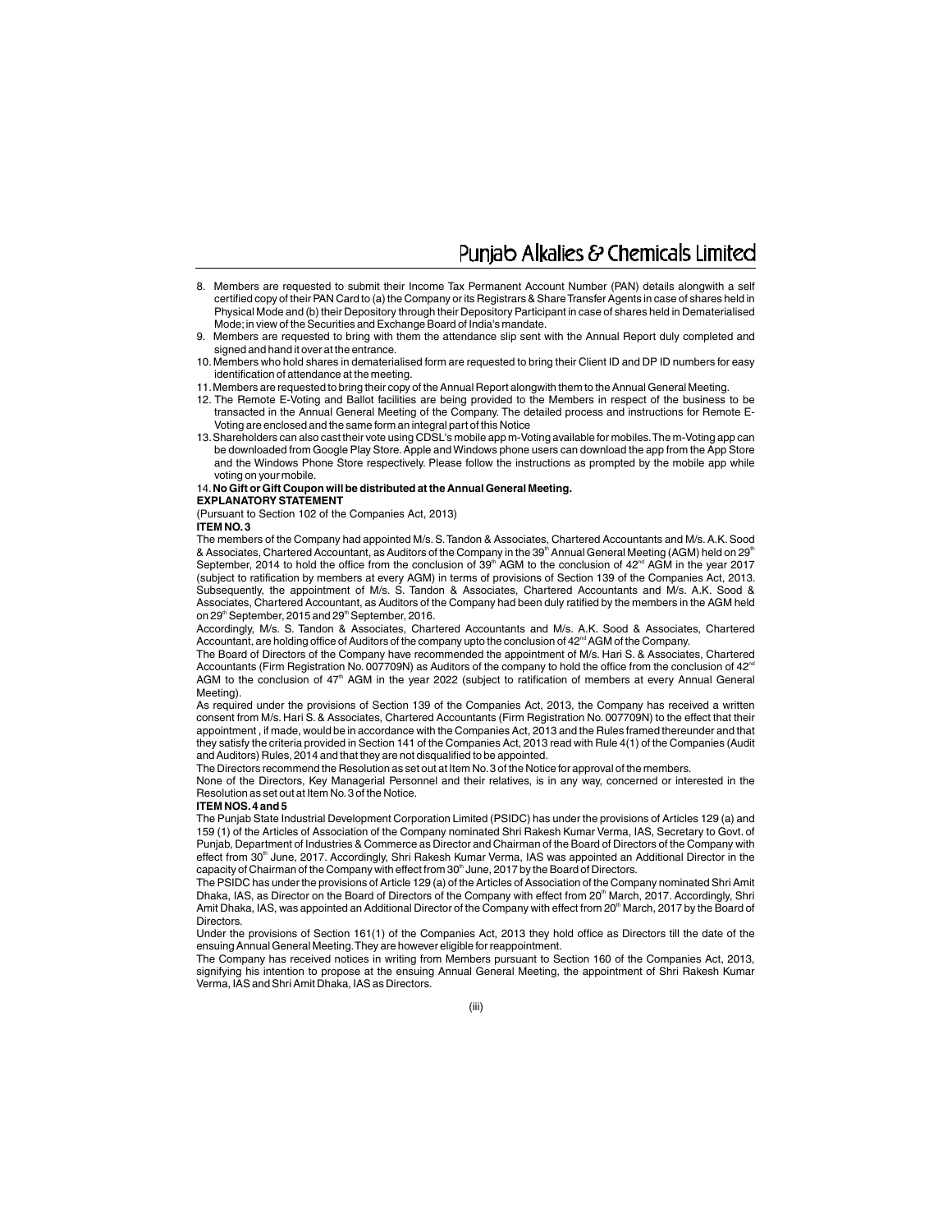8. Members are requested to submit their Income Tax Permanent Account Number (PAN) details alongwith a self certified copy of their PAN Card to (a) the Company or its Registrars & Share Transfer Agents in case of shares held in Physical Mode and (b) their Depository through their Depository Participant in case of shares held in Dematerialised Mode; in view of the Securities and Exchange Board of India's mandate.
9. Members are requested to bring with them the attendance slip sent with the Annual Report duly completed and signed and hand it over at the entrance.
10. Members who hold shares in dematerialised form are requested to bring their Client ID and DP ID numbers for easy identification of attendance at the meeting.
11. Members are requested to bring their copy of the Annual Report alongwith them to the Annual General Meeting.
12. The Remote E-Voting and Ballot facilities are being provided to the Members in respect of the business to be transacted in the Annual General Meeting of the Company. The detailed process and instructions for Remote E-Voting are enclosed and the same form an integral part of this Notice
13. Shareholders can also cast their vote using CDSL's mobile app m-Voting available for mobiles. The m-Voting app can be downloaded from Google Play Store. Apple and Windows phone users can download the app from the App Store and the Windows Phone Store respectively. Please follow the instructions as prompted by the mobile app while voting on your mobile.
14. **No Gift or Gift Coupon will be distributed at the Annual General Meeting.**

**EXPLANATORY STATEMENT**

(Pursuant to Section 102 of the Companies Act, 2013)

**ITEM NO. 3**

The members of the Company had appointed M/s. S. Tandon & Associates, Chartered Accountants and M/s. A.K. Sood & Associates, Chartered Accountant, as Auditors of the Company in the 39th Annual General Meeting (AGM) held on 29th September, 2014 to hold the office from the conclusion of 39th AGM to the conclusion of 42nd AGM in the year 2017 (subject to ratification by members at every AGM) in terms of provisions of Section 139 of the Companies Act, 2013. Subsequently, the appointment of M/s. S. Tandon & Associates, Chartered Accountants and M/s. A.K. Sood & Associates, Chartered Accountant, as Auditors of the Company had been duly ratified by the members in the AGM held on 29th September, 2015 and 29th September, 2016.

Accordingly, M/s. S. Tandon & Associates, Chartered Accountants and M/s. A.K. Sood & Associates, Chartered Accountant, are holding office of Auditors of the company upto the conclusion of 42nd AGM of the Company.

The Board of Directors of the Company have recommended the appointment of M/s. Hari S. & Associates, Chartered Accountants (Firm Registration No. 007709N) as Auditors of the company to hold the office from the conclusion of 42nd AGM to the conclusion of 47th AGM in the year 2022 (subject to ratification of members at every Annual General Meeting).

As required under the provisions of Section 139 of the Companies Act, 2013, the Company has received a written consent from M/s. Hari S. & Associates, Chartered Accountants (Firm Registration No. 007709N) to the effect that their appointment , if made, would be in accordance with the Companies Act, 2013 and the Rules framed thereunder and that they satisfy the criteria provided in Section 141 of the Companies Act, 2013 read with Rule 4(1) of the Companies (Audit and Auditors) Rules, 2014 and that they are not disqualified to be appointed.

The Directors recommend the Resolution as set out at Item No. 3 of the Notice for approval of the members.

None of the Directors, Key Managerial Personnel and their relatives, is in any way, concerned or interested in the Resolution as set out at Item No. 3 of the Notice.

**ITEM NOS. 4 and 5**

The Punjab State Industrial Development Corporation Limited (PSIDC) has under the provisions of Articles 129 (a) and 159 (1) of the Articles of Association of the Company nominated Shri Rakesh Kumar Verma, IAS, Secretary to Govt. of Punjab, Department of Industries & Commerce as Director and Chairman of the Board of Directors of the Company with effect from 30th June, 2017. Accordingly, Shri Rakesh Kumar Verma, IAS was appointed an Additional Director in the capacity of Chairman of the Company with effect from 30th June, 2017 by the Board of Directors.

The PSIDC has under the provisions of Article 129 (a) of the Articles of Association of the Company nominated Shri Amit Dhaka, IAS, as Director on the Board of Directors of the Company with effect from 20th March, 2017. Accordingly, Shri Amit Dhaka, IAS, was appointed an Additional Director of the Company with effect from 20th March, 2017 by the Board of Directors.

Under the provisions of Section 161(1) of the Companies Act, 2013 they hold office as Directors till the date of the ensuing Annual General Meeting. They are however eligible for reappointment.

The Company has received notices in writing from Members pursuant to Section 160 of the Companies Act, 2013, signifying his intention to propose at the ensuing Annual General Meeting, the appointment of Shri Rakesh Kumar Verma, IAS and Shri Amit Dhaka, IAS as Directors.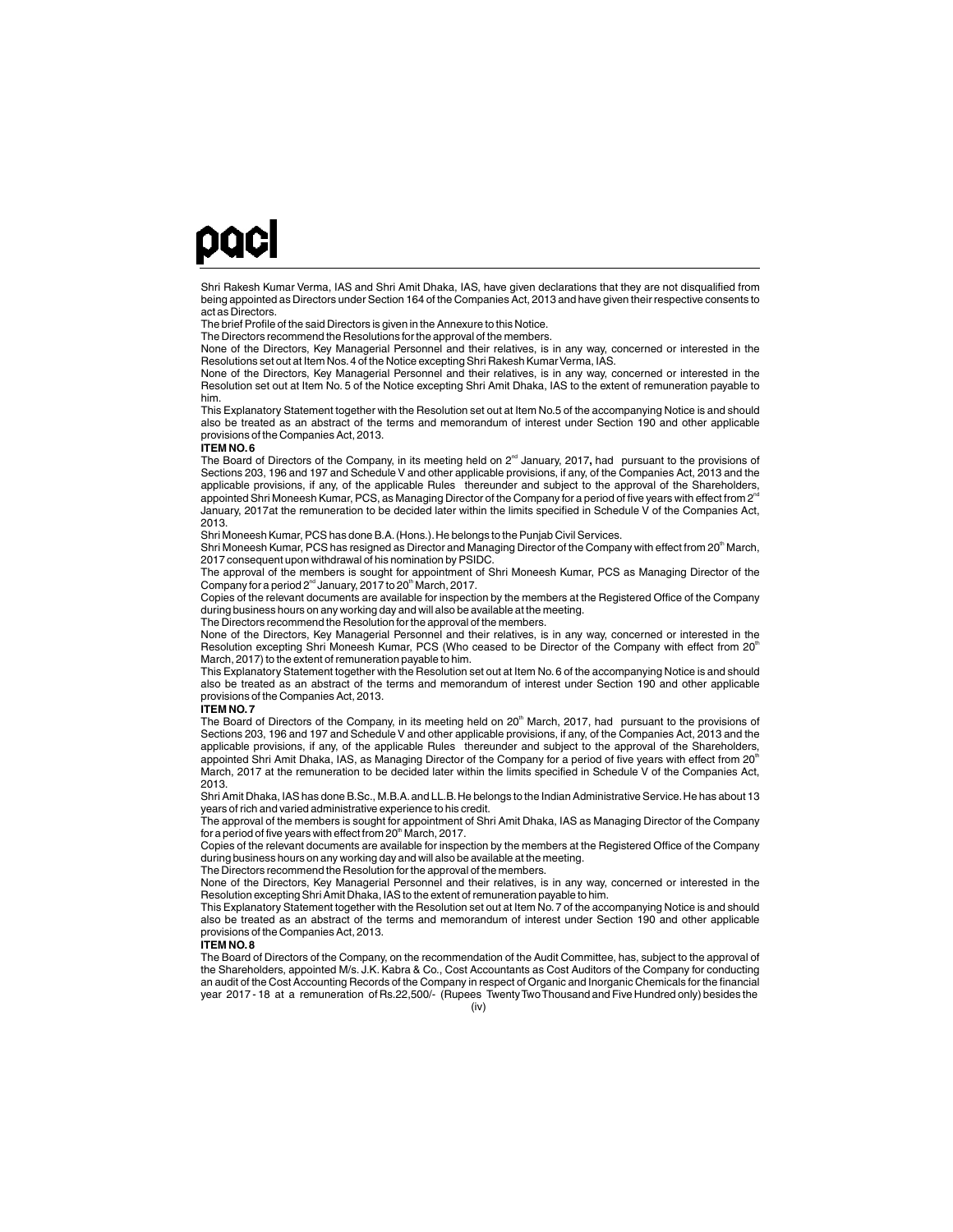Shri Rakesh Kumar Verma, IAS and Shri Amit Dhaka, IAS, have given declarations that they are not disqualified from being appointed as Directors under Section 164 of the Companies Act, 2013 and have given their respective consents to act as Directors.

The brief Profile of the said Directors is given in the Annexure to this Notice.

The Directors recommend the Resolutions for the approval of the members.

None of the Directors, Key Managerial Personnel and their relatives, is in any way, concerned or interested in the Resolutions set out at Item Nos. 4 of the Notice excepting Shri Rakesh Kumar Verma, IAS.

None of the Directors, Key Managerial Personnel and their relatives, is in any way, concerned or interested in the Resolution set out at Item No. 5 of the Notice excepting Shri Amit Dhaka, IAS to the extent of remuneration payable to him.

This Explanatory Statement together with the Resolution set out at Item No.5 of the accompanying Notice is and should also be treated as an abstract of the terms and memorandum of interest under Section 190 and other applicable provisions of the Companies Act, 2013.

**ITEM NO. 6**

The Board of Directors of the Company, in its meeting held on 2nd January, 2017, had pursuant to the provisions of Sections 203, 196 and 197 and Schedule V and other applicable provisions, if any, of the Companies Act, 2013 and the applicable provisions, if any, of the applicable Rules thereunder and subject to the approval of the Shareholders, appointed Shri Moneesh Kumar, PCS, as Managing Director of the Company for a period of five years with effect from 2nd January, 2017at the remuneration to be decided later within the limits specified in Schedule V of the Companies Act, 2013.

Shri Moneesh Kumar, PCS has done B.A. (Hons.). He belongs to the Punjab Civil Services.

Shri Moneesh Kumar, PCS has resigned as Director and Managing Director of the Company with effect from 20th March, 2017 consequent upon withdrawal of his nomination by PSIDC.

The approval of the members is sought for appointment of Shri Moneesh Kumar, PCS as Managing Director of the Company for a period 2nd January, 2017 to 20th March, 2017.

Copies of the relevant documents are available for inspection by the members at the Registered Office of the Company during business hours on any working day and will also be available at the meeting.

The Directors recommend the Resolution for the approval of the members.

None of the Directors, Key Managerial Personnel and their relatives, is in any way, concerned or interested in the Resolution excepting Shri Moneesh Kumar, PCS (Who ceased to be Director of the Company with effect from 20th March, 2017) to the extent of remuneration payable to him.

This Explanatory Statement together with the Resolution set out at Item No. 6 of the accompanying Notice is and should also be treated as an abstract of the terms and memorandum of interest under Section 190 and other applicable provisions of the Companies Act, 2013.

**ITEM NO. 7**

The Board of Directors of the Company, in its meeting held on 20th March, 2017, had pursuant to the provisions of Sections 203, 196 and 197 and Schedule V and other applicable provisions, if any, of the Companies Act, 2013 and the applicable provisions, if any, of the applicable Rules thereunder and subject to the approval of the Shareholders, appointed Shri Amit Dhaka, IAS, as Managing Director of the Company for a period of five years with effect from 20th March, 2017 at the remuneration to be decided later within the limits specified in Schedule V of the Companies Act, 2013.

Shri Amit Dhaka, IAS has done B.Sc., M.B.A. and LL.B. He belongs to the Indian Administrative Service. He has about 13 years of rich and varied administrative experience to his credit.

The approval of the members is sought for appointment of Shri Amit Dhaka, IAS as Managing Director of the Company for a period of five years with effect from 20th March, 2017.

Copies of the relevant documents are available for inspection by the members at the Registered Office of the Company during business hours on any working day and will also be available at the meeting.

The Directors recommend the Resolution for the approval of the members.

None of the Directors, Key Managerial Personnel and their relatives, is in any way, concerned or interested in the Resolution excepting Shri Amit Dhaka, IAS to the extent of remuneration payable to him.

This Explanatory Statement together with the Resolution set out at Item No. 7 of the accompanying Notice is and should also be treated as an abstract of the terms and memorandum of interest under Section 190 and other applicable provisions of the Companies Act, 2013.

**ITEM NO. 8**

The Board of Directors of the Company, on the recommendation of the Audit Committee, has, subject to the approval of the Shareholders, appointed M/s. J.K. Kabra & Co., Cost Accountants as Cost Auditors of the Company for conducting an audit of the Cost Accounting Records of the Company in respect of Organic and Inorganic Chemicals for the financial year 2017 - 18 at a remuneration of Rs.22,500/- (Rupees Twenty Two Thousand and Five Hundred only) besides the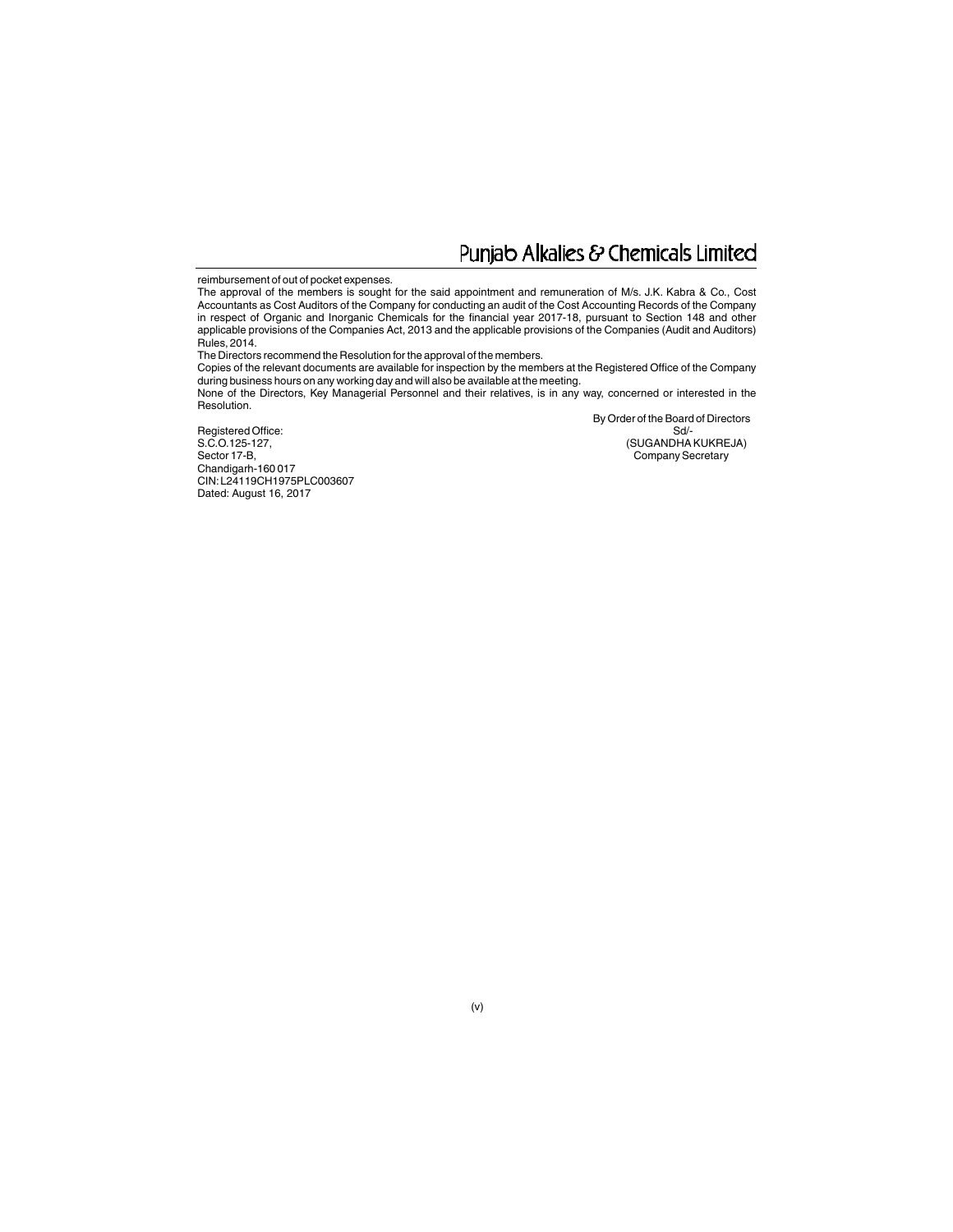reimbursement of out of pocket expenses.

The approval of the members is sought for the said appointment and remuneration of M/s. J.K. Kabra & Co., Cost Accountants as Cost Auditors of the Company for conducting an audit of the Cost Accounting Records of the Company in respect of Organic and Inorganic Chemicals for the financial year 2017-18, pursuant to Section 148 and other applicable provisions of the Companies Act, 2013 and the applicable provisions of the Companies (Audit and Auditors) Rules, 2014.

The Directors recommend the Resolution for the approval of the members.

Copies of the relevant documents are available for inspection by the members at the Registered Office of the Company during business hours on any working day and will also be available at the meeting.

None of the Directors, Key Managerial Personnel and their relatives, is in any way, concerned or interested in the Resolution.

By Order of the Board of Directors
Sd/-
(SUGANDHA KUKREJA)
Company Secretary

Registered Office:
S.C.O.125-127,
Sector 17-B,
Chandigarh-160 017
CIN: L24119CH1975PLC003607
Dated: August 16, 2017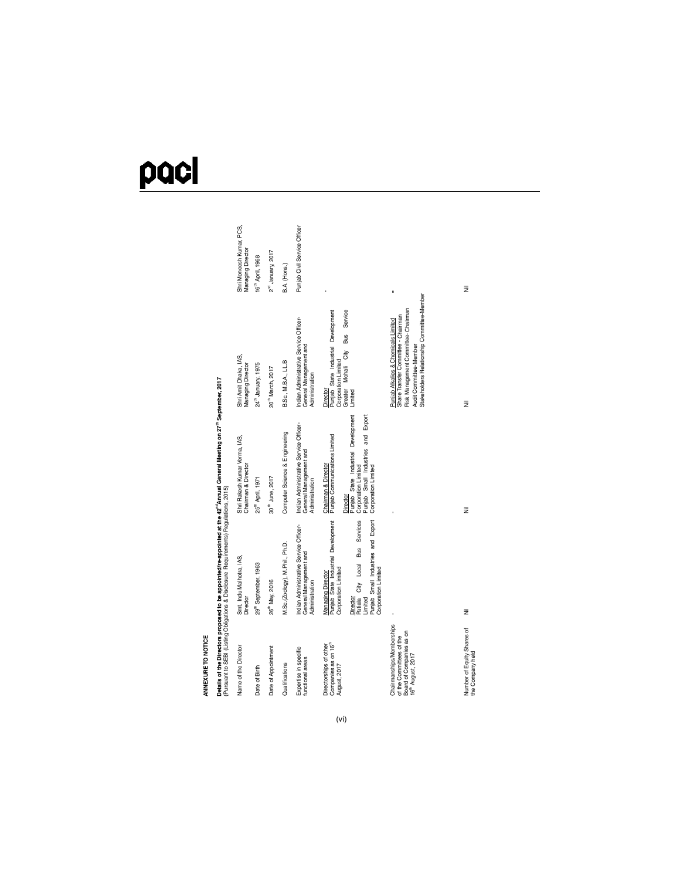## ANNEXURE TO NOTICE

**Details of the Directors proposed to be appointed/re-appointed at the 42nd Annual General Meeting on 27th September, 2017**
(Pursuant to SEBI (Listing Obligations & Disclosure Requirements) Regulations, 2015)

| Name of the Director | Smt. Indu Malhotra, IAS, Director | Shri Rakesh Kumar Verma, IAS, Chairman & Director | Shri Amit Dhaka, IAS, Managing Director | Shri Monessh Kumar, PCS, Managing Director |
|---|---|---|---|---|
| Date of Birth | 29th September, 1963 | 25th April, 1971 | 24th January, 1975 | 16th April, 1968 |
| Date of Appointment | 26th May, 2016 | 30th June, 2017 | 20th March, 2017 | 2nd January, 2017 |
| Qualifications | M.Sc.(Zoology), M.Phil., Ph.D. | Computer Science & Engineering | B.Sc., M.B.A., LL.B | B.A. (Hons.) |
| Expertise in specific functional areas | Indian Administrative Service Officer-General Management and Administration | Indian Administrative Service Officer-General Management and Administration | Indian Administrative Service Officer-General Management and Administration | Punjab Civil Service Officer |
| Directorships of other Companies as on 16th August, 2017 | Managing Director<br>Punjab State Industrial Development Corporation Limited<br><br>Director<br>Patiala City Local Bus Services Limited<br>Punjab Small Industries and Export Corporation Limited | Chairman & Director<br>Punjab Communications Limited<br><br>Director<br>Punjab State Industrial Development Corporation Limited<br>Punjab Small Industries and Export Corporation Limited | Director<br>Punjab State Industrial Development Corporation Limited<br>Greater Mohali City Bus Service Limited | - |
| Chairmanships/Memberships of the Committees of the Board of Companies as on 16th August, 2017 | - | - | Punjab Alkalies & Chemicals Limited<br>Share Transfer Committee - Chairman<br>Risk Management Committee- Chairman<br>Audit Committee-Member<br>Stakeholders Relationship Committee-Member | - |
| Number of Equity Shares of the Company held | Nil | Nil | Nil | Nil |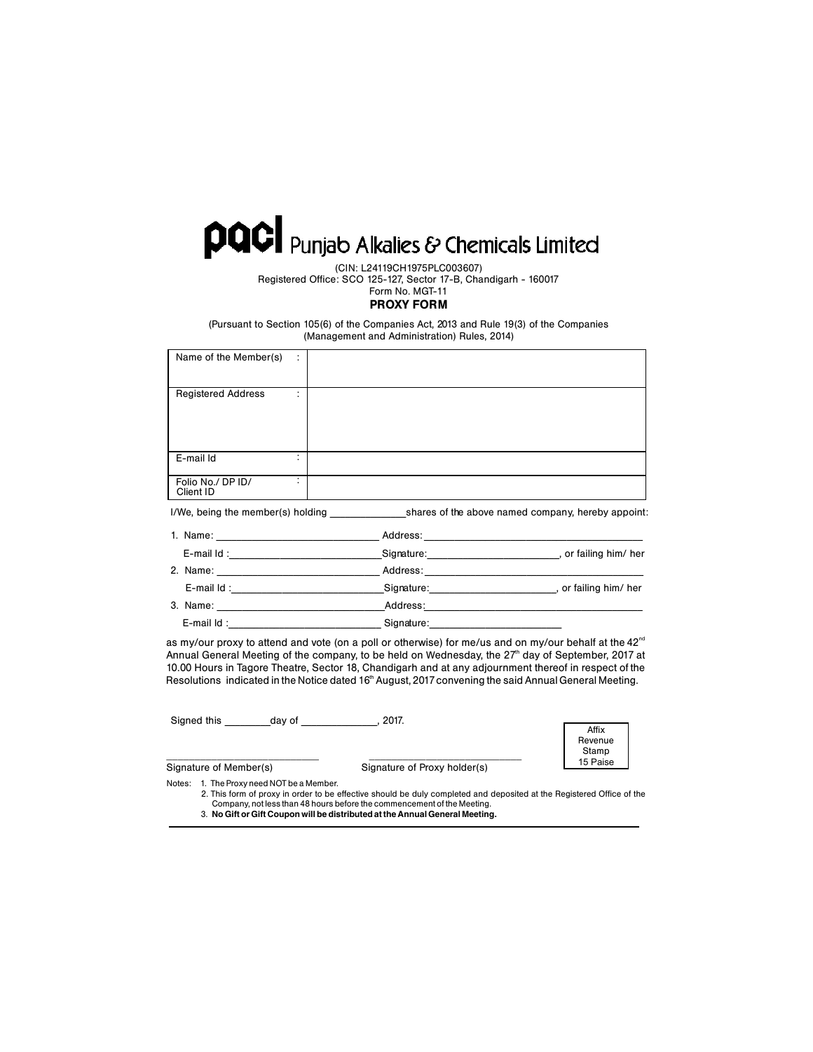# pacl Punjab Alkalies & Chemicals Limited

(CIN: L24119CH1975PLC003607)

Registered Office: SCO 125-127, Sector 17-B, Chandigarh - 160017

Form No. MGT-11

**PROXY FORM**

(Pursuant to Section 105(6) of the Companies Act, 2013 and Rule 19(3) of the Companies (Management and Administration) Rules, 2014)

| | |
|---|---|
| Name of the Member(s) : | |
| Registered Address : | |
| E-mail Id : | |
| Folio No./ DP ID/ Client ID : | |

I/We, being the member(s) holding _____________shares of the above named company, hereby appoint:

1. Name: ____________________________ Address: ______________________________________
   E-mail Id :___________________________Signature:______________________, or failing him/ her
2. Name: ____________________________ Address: ______________________________________
   E-mail Id :___________________________Signature:______________________, or failing him/ her
3. Name: ____________________________Address:______________________________________
   E-mail Id :___________________________ Signature:______________________

as my/our proxy to attend and vote (on a poll or otherwise) for me/us and on my/our behalf at the 42nd Annual General Meeting of the company, to be held on Wednesday, the 27th day of September, 2017 at 10.00 Hours in Tagore Theatre, Sector 18, Chandigarh and at any adjournment thereof in respect of the Resolutions indicated in the Notice dated 16th August, 2017 convening the said Annual General Meeting.

Signed this ________day of _____________, 2017.

Affix Revenue Stamp 15 Paise

____________________________ Signature of Member(s)

____________________________ Signature of Proxy holder(s)

Notes:
1. The Proxy need NOT be a Member.
2. This form of proxy in order to be effective should be duly completed and deposited at the Registered Office of the Company, not less than 48 hours before the commencement of the Meeting.
3. **No Gift or Gift Coupon will be distributed at the Annual General Meeting.**